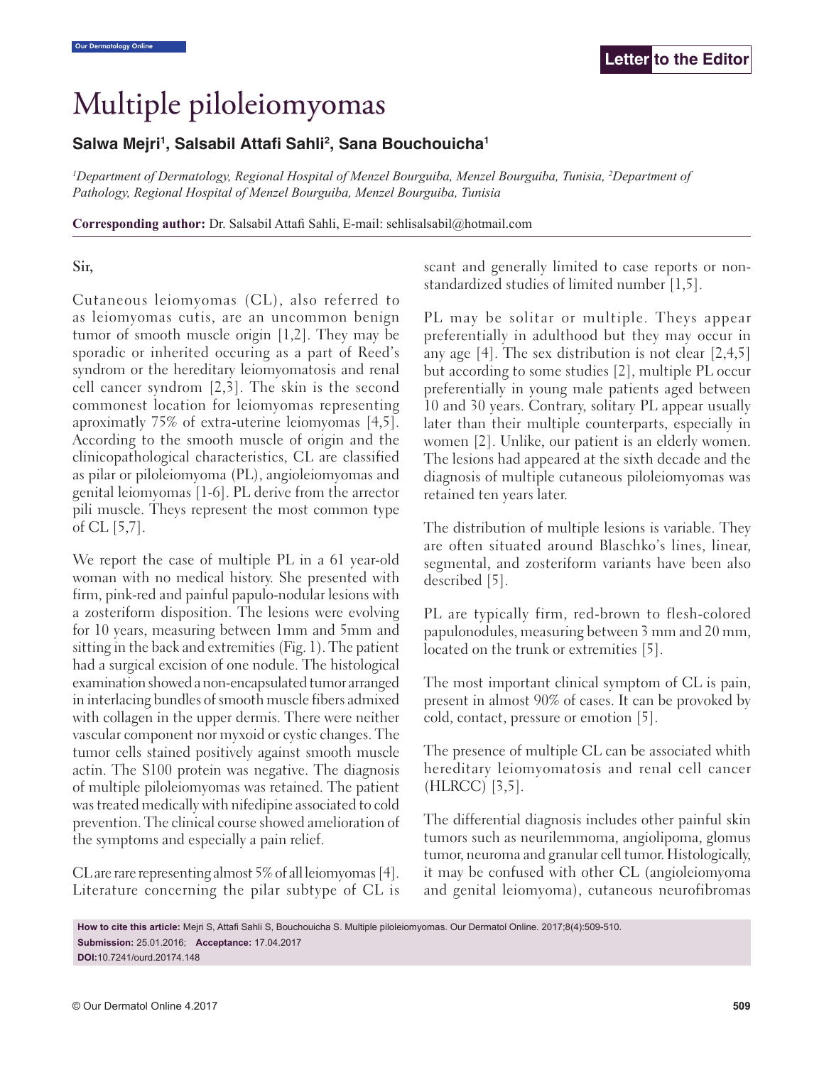Letter to the Editor

# Multiple piloleiomyomas

**Salwa Mejri[1], Salsabil Attafi Sahli[2], Sana Bouchouicha[1]**

*[1]Department of Dermatology, Regional Hospital of Menzel Bourguiba, Menzel Bourguiba, Tunisia, [2]Department of Pathology, Regional Hospital of Menzel Bourguiba, Menzel Bourguiba, Tunisia*

**Corresponding author:** Dr. Salsabil Attafi Sahli, E-mail: sehlisalsabil@hotmail.com

Sir,

Cutaneous leiomyomas (CL), also referred to as leiomyomas cutis, are an uncommon benign tumor of smooth muscle origin [1,2]. They may be sporadic or inherited occuring as a part of Reed's syndrom or the hereditary leiomyomatosis and renal cell cancer syndrom [2,3]. The skin is the second commonest location for leiomyomas representing aproximatly 75% of extra-uterine leiomyomas [4,5]. According to the smooth muscle of origin and the clinicopathological characteristics, CL are classified as pilar or piloleiomyoma (PL), angioleiomyomas and genital leiomyomas [1-6]. PL derive from the arrector pili muscle. Theys represent the most common type of CL [5,7].

We report the case of multiple PL in a 61 year-old woman with no medical history. She presented with firm, pink-red and painful papulo-nodular lesions with a zosteriform disposition. The lesions were evolving for 10 years, measuring between 1mm and 5mm and sitting in the back and extremities (Fig. 1). The patient had a surgical excision of one nodule. The histological examination showed a non-encapsulated tumor arranged in interlacing bundles of smooth muscle fibers admixed with collagen in the upper dermis. There were neither vascular component nor myxoid or cystic changes. The tumor cells stained positively against smooth muscle actin. The S100 protein was negative. The diagnosis of multiple piloleiomyomas was retained. The patient was treated medically with nifedipine associated to cold prevention. The clinical course showed amelioration of the symptoms and especially a pain relief.

CL are rare representing almost 5% of all leiomyomas [4]. Literature concerning the pilar subtype of CL is scant and generally limited to case reports or non-standardized studies of limited number [1,5].

PL may be solitar or multiple. Theys appear preferentially in adulthood but they may occur in any age [4]. The sex distribution is not clear [2,4,5] but according to some studies [2], multiple PL occur preferentially in young male patients aged between 10 and 30 years. Contrary, solitary PL appear usually later than their multiple counterparts, especially in women [2]. Unlike, our patient is an elderly women. The lesions had appeared at the sixth decade and the diagnosis of multiple cutaneous piloleiomyomas was retained ten years later.

The distribution of multiple lesions is variable. They are often situated around Blaschko's lines, linear, segmental, and zosteriform variants have been also described [5].

PL are typically firm, red-brown to flesh-colored papulonodules, measuring between 3 mm and 20 mm, located on the trunk or extremities [5].

The most important clinical symptom of CL is pain, present in almost 90% of cases. It can be provoked by cold, contact, pressure or emotion [5].

The presence of multiple CL can be associated whith hereditary leiomyomatosis and renal cell cancer (HLRCC) [3,5].

The differential diagnosis includes other painful skin tumors such as neurilemmoma, angiolipoma, glomus tumor, neuroma and granular cell tumor. Histologically, it may be confused with other CL (angioleiomyoma and genital leiomyoma), cutaneous neurofibromas

**How to cite this article:** Mejri S, Attafi Sahli S, Bouchouicha S. Multiple piloleiomyomas. Our Dermatol Online. 2017;8(4):509-510.
**Submission:** 25.01.2016; **Acceptance:** 17.04.2017
**DOI:**10.7241/ourd.20174.148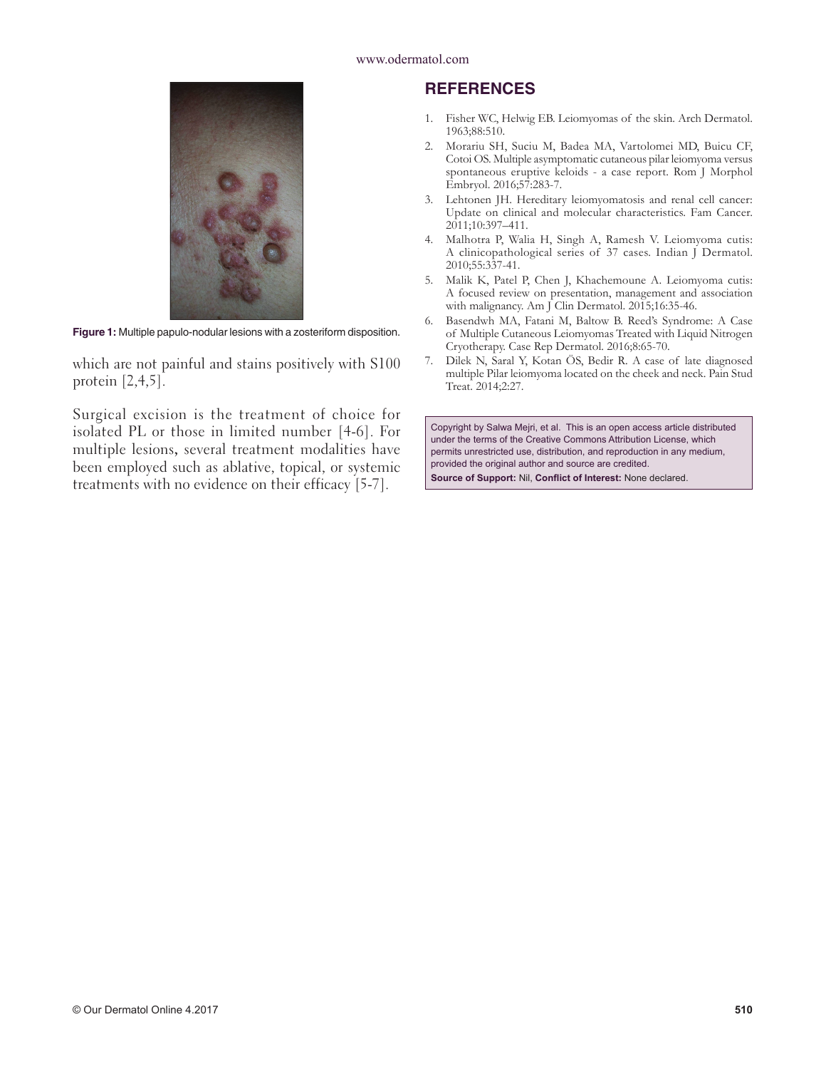Figure 1: Multiple papulo-nodular lesions with a zosteriform disposition.

which are not painful and stains positively with S100 protein [2,4,5].

Surgical excision is the treatment of choice for isolated PL or those in limited number [4-6]. For multiple lesions, several treatment modalities have been employed such as ablative, topical, or systemic treatments with no evidence on their efficacy [5-7].

## REFERENCES

1. Fisher WC, Helwig EB. Leiomyomas of the skin. Arch Dermatol. 1963;88:510.
2. Morariu SH, Suciu M, Badea MA, Vartolomei MD, Buicu CF, Cotoi OS. Multiple asymptomatic cutaneous pilar leiomyoma versus spontaneous eruptive keloids - a case report. Rom J Morphol Embryol. 2016;57:283-7.
3. Lehtonen JH. Hereditary leiomyomatosis and renal cell cancer: Update on clinical and molecular characteristics. Fam Cancer. 2011;10:397–411.
4. Malhotra P, Walia H, Singh A, Ramesh V. Leiomyoma cutis: A clinicopathological series of 37 cases. Indian J Dermatol. 2010;55:337-41.
5. Malik K, Patel P, Chen J, Khachemoune A. Leiomyoma cutis: A focused review on presentation, management and association with malignancy. Am J Clin Dermatol. 2015;16:35-46.
6. Basendwh MA, Fatani M, Baltow B. Reed's Syndrome: A Case of Multiple Cutaneous Leiomyomas Treated with Liquid Nitrogen Cryotherapy. Case Rep Dermatol. 2016;8:65-70.
7. Dilek N, Saral Y, Kotan ÖS, Bedir R. A case of late diagnosed multiple Pilar leiomyoma located on the cheek and neck. Pain Stud Treat. 2014;2:27.

Copyright by Salwa Mejri, et al. This is an open access article distributed under the terms of the Creative Commons Attribution License, which permits unrestricted use, distribution, and reproduction in any medium, provided the original author and source are credited.

**Source of Support:** Nil, **Conflict of Interest:** None declared.